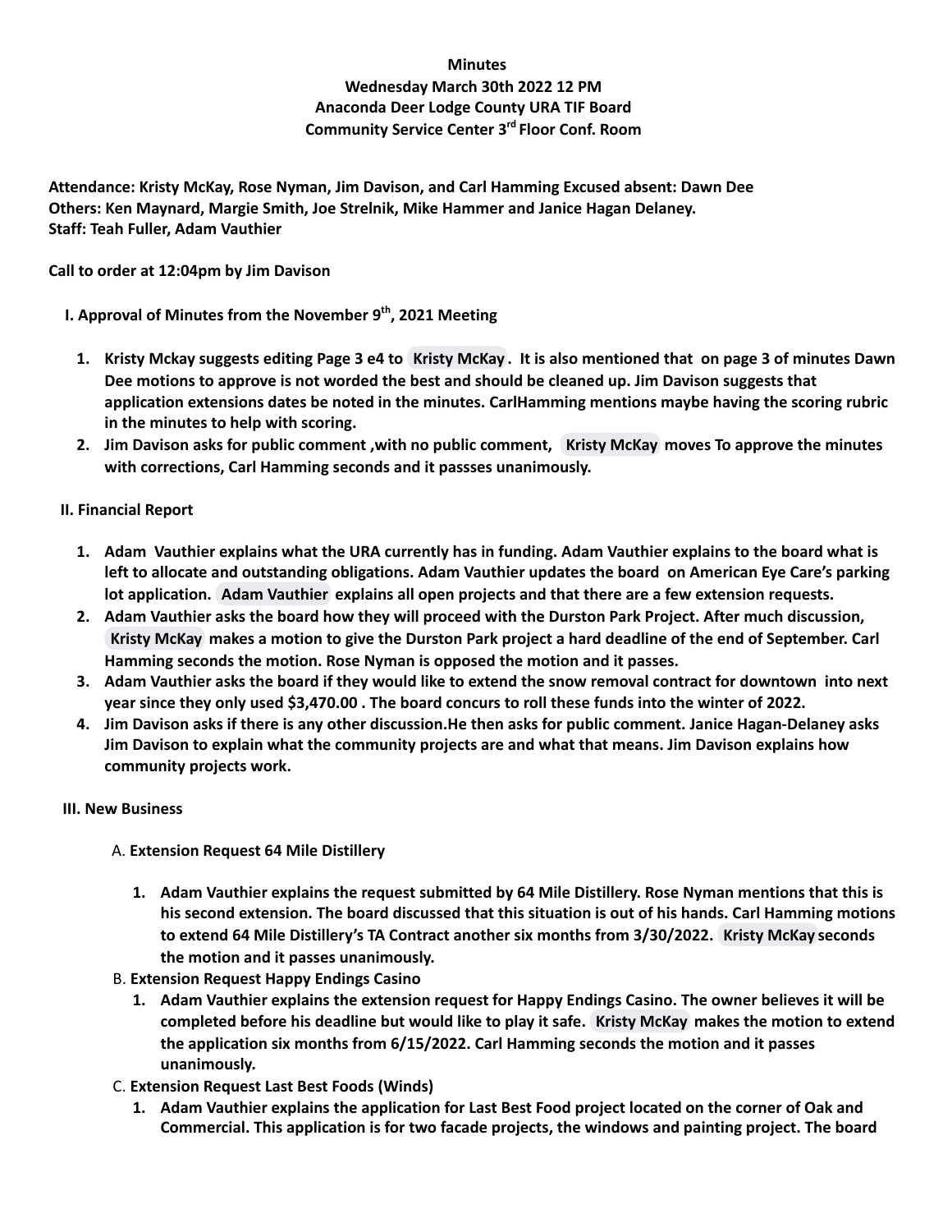**Minutes**
**Wednesday March 30th 2022 12 PM**
**Anaconda Deer Lodge County URA TIF Board**
**Community Service Center 3rd Floor Conf. Room**

**Attendance: Kristy McKay, Rose Nyman, Jim Davison, and Carl Hamming Excused absent: Dawn Dee**
**Others: Ken Maynard, Margie Smith, Joe Strelnik, Mike Hammer and Janice Hagan Delaney.**
**Staff: Teah Fuller, Adam Vauthier**

**Call to order at 12:04pm by Jim Davison**

**I. Approval of Minutes from the November 9th, 2021 Meeting**

1. **Kristy Mckay suggests editing Page 3 e4 to Kristy McKay. It is also mentioned that on page 3 of minutes Dawn Dee motions to approve is not worded the best and should be cleaned up. Jim Davison suggests that application extensions dates be noted in the minutes. CarlHamming mentions maybe having the scoring rubric in the minutes to help with scoring.**
2. **Jim Davison asks for public comment ,with no public comment, Kristy McKay moves To approve the minutes with corrections, Carl Hamming seconds and it passses unanimously.**

**II. Financial Report**

1. **Adam Vauthier explains what the URA currently has in funding. Adam Vauthier explains to the board what is left to allocate and outstanding obligations. Adam Vauthier updates the board on American Eye Care's parking lot application. Adam Vauthier explains all open projects and that there are a few extension requests.**
2. **Adam Vauthier asks the board how they will proceed with the Durston Park Project. After much discussion, Kristy McKay makes a motion to give the Durston Park project a hard deadline of the end of September. Carl Hamming seconds the motion. Rose Nyman is opposed the motion and it passes.**
3. **Adam Vauthier asks the board if they would like to extend the snow removal contract for downtown into next year since they only used $3,470.00 . The board concurs to roll these funds into the winter of 2022.**
4. **Jim Davison asks if there is any other discussion.He then asks for public comment. Janice Hagan-Delaney asks Jim Davison to explain what the community projects are and what that means. Jim Davison explains how community projects work.**

**III. New Business**

A. **Extension Request 64 Mile Distillery**

1. **Adam Vauthier explains the request submitted by 64 Mile Distillery. Rose Nyman mentions that this is his second extension. The board discussed that this situation is out of his hands. Carl Hamming motions to extend 64 Mile Distillery's TA Contract another six months from 3/30/2022. Kristy McKay seconds the motion and it passes unanimously.**

B. **Extension Request Happy Endings Casino**

1. **Adam Vauthier explains the extension request for Happy Endings Casino. The owner believes it will be completed before his deadline but would like to play it safe. Kristy McKay makes the motion to extend the application six months from 6/15/2022. Carl Hamming seconds the motion and it passes unanimously.**

C. **Extension Request Last Best Foods (Winds)**

1. **Adam Vauthier explains the application for Last Best Food project located on the corner of Oak and Commercial. This application is for two facade projects, the windows and painting project. The board**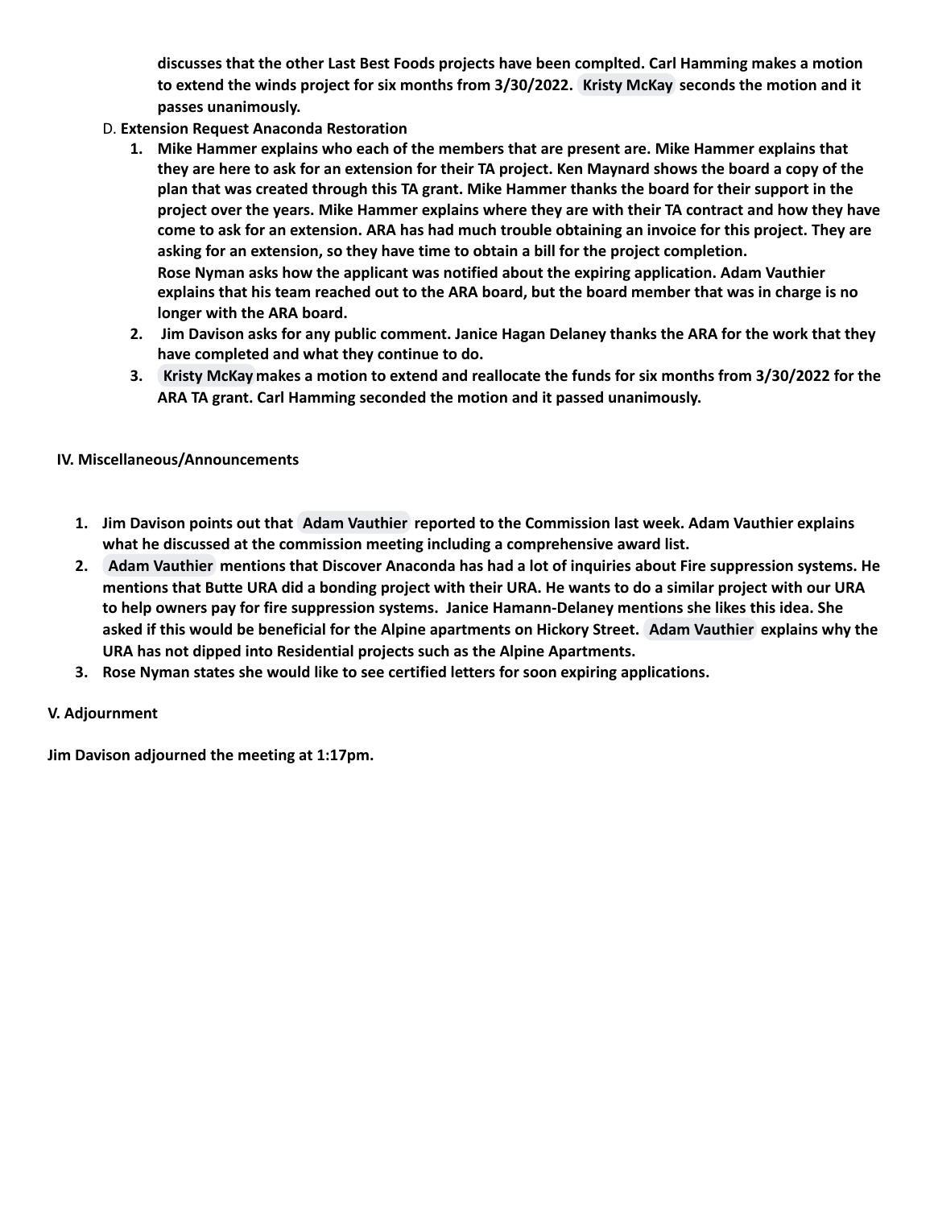**discusses that the other Last Best Foods projects have been complted. Carl Hamming makes a motion to extend the winds project for six months from 3/30/2022. Kristy McKay seconds the motion and it passes unanimously.**

D. **Extension Request Anaconda Restoration**

1. **Mike Hammer explains who each of the members that are present are. Mike Hammer explains that they are here to ask for an extension for their TA project. Ken Maynard shows the board a copy of the plan that was created through this TA grant. Mike Hammer thanks the board for their support in the project over the years. Mike Hammer explains where they are with their TA contract and how they have come to ask for an extension. ARA has had much trouble obtaining an invoice for this project. They are asking for an extension, so they have time to obtain a bill for the project completion.**
   **Rose Nyman asks how the applicant was notified about the expiring application. Adam Vauthier explains that his team reached out to the ARA board, but the board member that was in charge is no longer with the ARA board.**
2. **Jim Davison asks for any public comment. Janice Hagan Delaney thanks the ARA for the work that they have completed and what they continue to do.**
3. **Kristy McKay makes a motion to extend and reallocate the funds for six months from 3/30/2022 for the ARA TA grant. Carl Hamming seconded the motion and it passed unanimously.**

**IV. Miscellaneous/Announcements**

1. **Jim Davison points out that Adam Vauthier reported to the Commission last week. Adam Vauthier explains what he discussed at the commission meeting including a comprehensive award list.**
2. **Adam Vauthier mentions that Discover Anaconda has had a lot of inquiries about Fire suppression systems. He mentions that Butte URA did a bonding project with their URA. He wants to do a similar project with our URA to help owners pay for fire suppression systems. Janice Hamann-Delaney mentions she likes this idea. She asked if this would be beneficial for the Alpine apartments on Hickory Street. Adam Vauthier explains why the URA has not dipped into Residential projects such as the Alpine Apartments.**
3. **Rose Nyman states she would like to see certified letters for soon expiring applications.**

**V. Adjournment**

**Jim Davison adjourned the meeting at 1:17pm.**